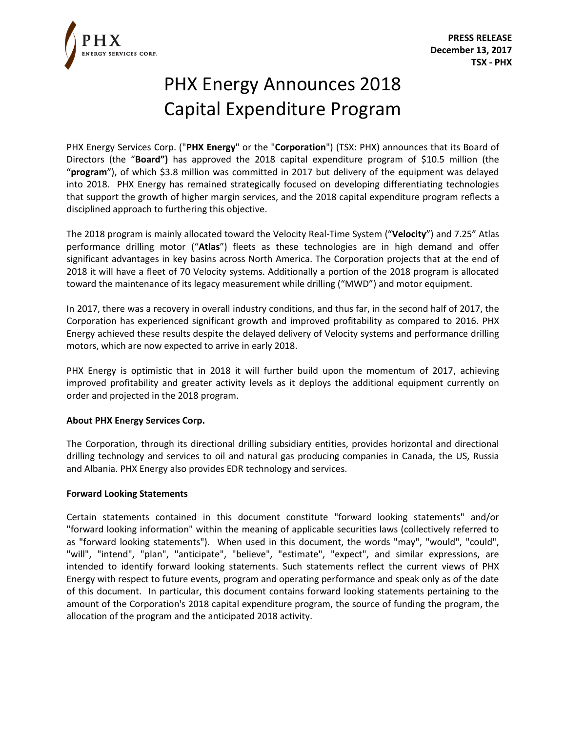**PRESS RELEASE**
**December 13, 2017**
**TSX - PHX**

# PHX Energy Announces 2018 Capital Expenditure Program

PHX Energy Services Corp. ("**PHX Energy**" or the "**Corporation**") (TSX: PHX) announces that its Board of Directors (the "**Board")** has approved the 2018 capital expenditure program of $10.5 million (the "**program**"), of which $3.8 million was committed in 2017 but delivery of the equipment was delayed into 2018. PHX Energy has remained strategically focused on developing differentiating technologies that support the growth of higher margin services, and the 2018 capital expenditure program reflects a disciplined approach to furthering this objective.

The 2018 program is mainly allocated toward the Velocity Real-Time System ("**Velocity**") and 7.25" Atlas performance drilling motor ("**Atlas**") fleets as these technologies are in high demand and offer significant advantages in key basins across North America. The Corporation projects that at the end of 2018 it will have a fleet of 70 Velocity systems. Additionally a portion of the 2018 program is allocated toward the maintenance of its legacy measurement while drilling ("MWD") and motor equipment.

In 2017, there was a recovery in overall industry conditions, and thus far, in the second half of 2017, the Corporation has experienced significant growth and improved profitability as compared to 2016. PHX Energy achieved these results despite the delayed delivery of Velocity systems and performance drilling motors, which are now expected to arrive in early 2018.

PHX Energy is optimistic that in 2018 it will further build upon the momentum of 2017, achieving improved profitability and greater activity levels as it deploys the additional equipment currently on order and projected in the 2018 program.

**About PHX Energy Services Corp.**

The Corporation, through its directional drilling subsidiary entities, provides horizontal and directional drilling technology and services to oil and natural gas producing companies in Canada, the US, Russia and Albania. PHX Energy also provides EDR technology and services.

**Forward Looking Statements**

Certain statements contained in this document constitute "forward looking statements" and/or "forward looking information" within the meaning of applicable securities laws (collectively referred to as "forward looking statements"). When used in this document, the words "may", "would", "could", "will", "intend", "plan", "anticipate", "believe", "estimate", "expect", and similar expressions, are intended to identify forward looking statements. Such statements reflect the current views of PHX Energy with respect to future events, program and operating performance and speak only as of the date of this document. In particular, this document contains forward looking statements pertaining to the amount of the Corporation's 2018 capital expenditure program, the source of funding the program, the allocation of the program and the anticipated 2018 activity.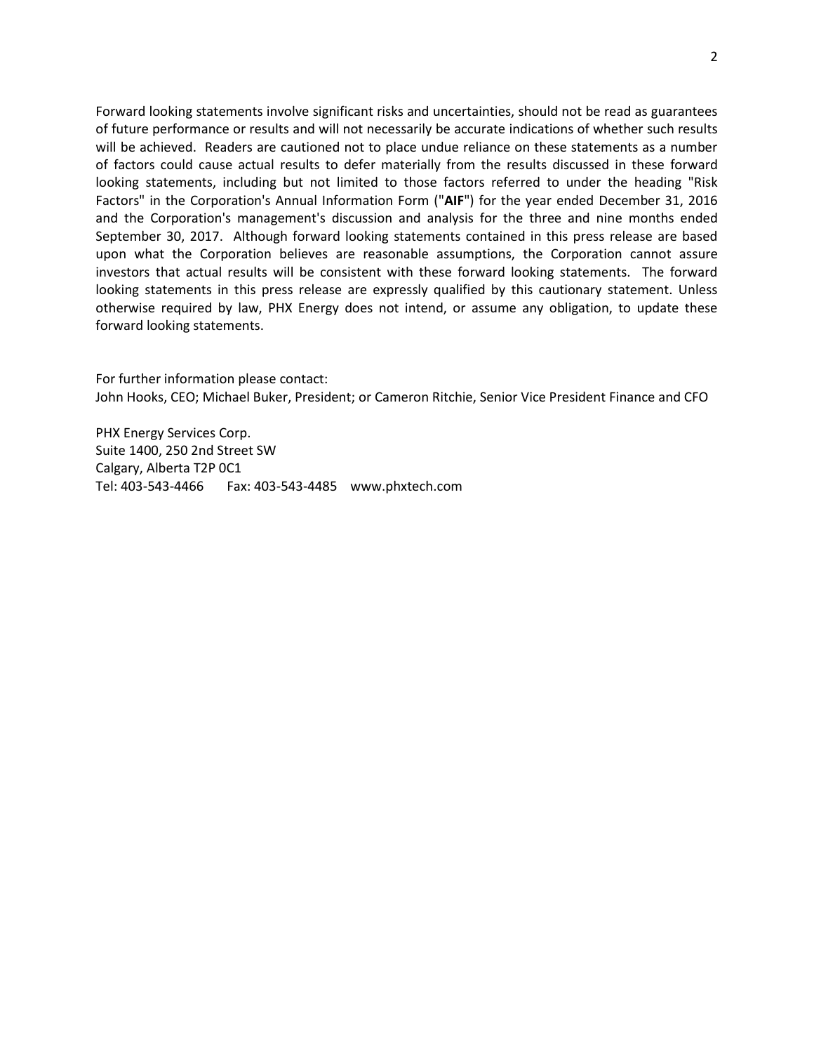Forward looking statements involve significant risks and uncertainties, should not be read as guarantees of future performance or results and will not necessarily be accurate indications of whether such results will be achieved. Readers are cautioned not to place undue reliance on these statements as a number of factors could cause actual results to defer materially from the results discussed in these forward looking statements, including but not limited to those factors referred to under the heading "Risk Factors" in the Corporation's Annual Information Form ("**AIF**") for the year ended December 31, 2016 and the Corporation's management's discussion and analysis for the three and nine months ended September 30, 2017. Although forward looking statements contained in this press release are based upon what the Corporation believes are reasonable assumptions, the Corporation cannot assure investors that actual results will be consistent with these forward looking statements. The forward looking statements in this press release are expressly qualified by this cautionary statement. Unless otherwise required by law, PHX Energy does not intend, or assume any obligation, to update these forward looking statements.

For further information please contact:
John Hooks, CEO; Michael Buker, President; or Cameron Ritchie, Senior Vice President Finance and CFO

PHX Energy Services Corp.
Suite 1400, 250 2nd Street SW
Calgary, Alberta T2P 0C1
Tel: 403-543-4466 Fax: 403-543-4485 www.phxtech.com